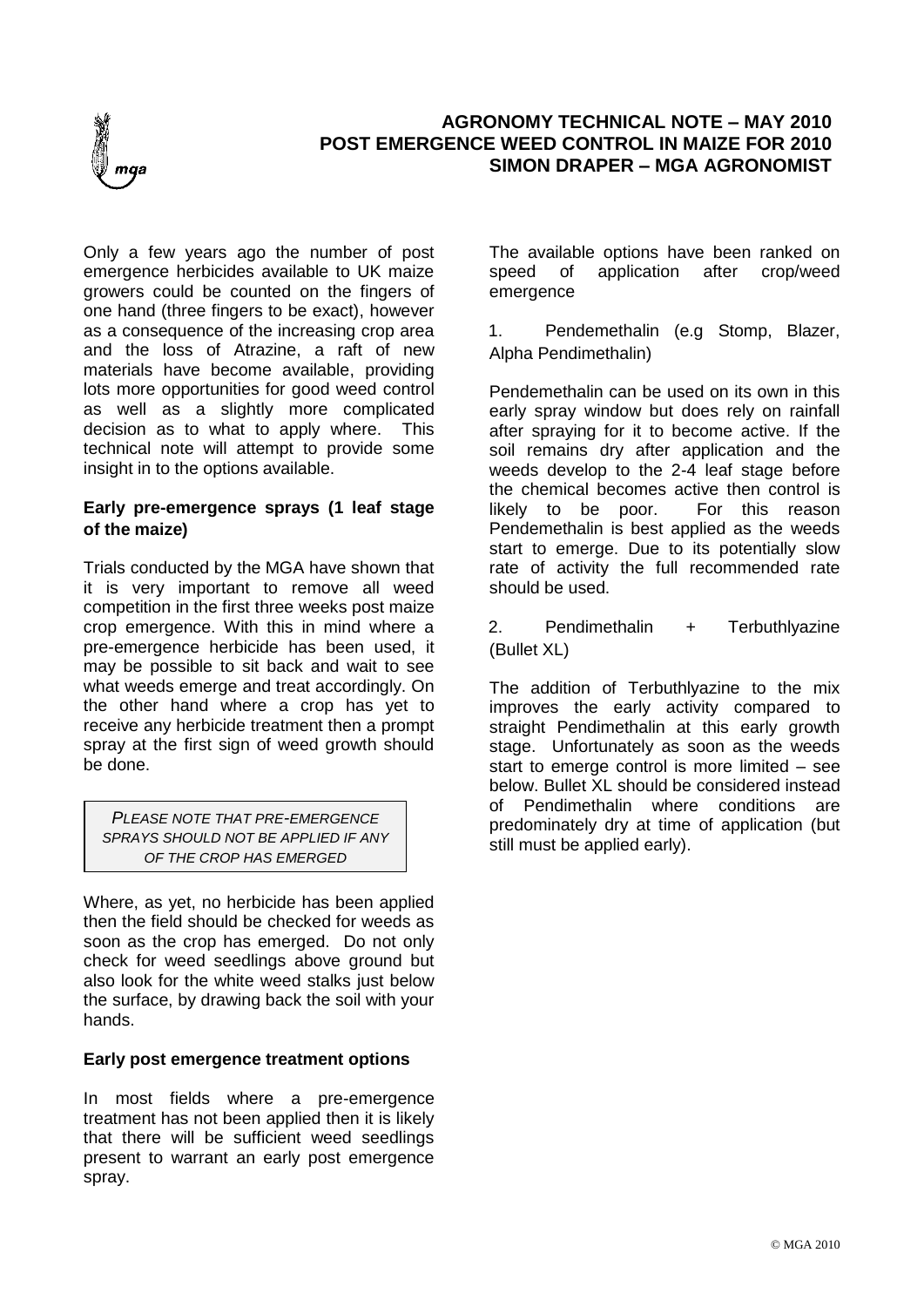# AGRONOMY TECHNICAL NOTE – MAY 2010
# POST EMERGENCE WEED CONTROL IN MAIZE FOR 2010
## SIMON DRAPER – MGA AGRONOMIST

Only a few years ago the number of post emergence herbicides available to UK maize growers could be counted on the fingers of one hand (three fingers to be exact), however as a consequence of the increasing crop area and the loss of Atrazine, a raft of new materials have become available, providing lots more opportunities for good weed control as well as a slightly more complicated decision as to what to apply where. This technical note will attempt to provide some insight in to the options available.

**Early pre-emergence sprays (1 leaf stage of the maize)**

Trials conducted by the MGA have shown that it is very important to remove all weed competition in the first three weeks post maize crop emergence. With this in mind where a pre-emergence herbicide has been used, it may be possible to sit back and wait to see what weeds emerge and treat accordingly. On the other hand where a crop has yet to receive any herbicide treatment then a prompt spray at the first sign of weed growth should be done.

> *PLEASE NOTE THAT PRE-EMERGENCE SPRAYS SHOULD NOT BE APPLIED IF ANY OF THE CROP HAS EMERGED*

Where, as yet, no herbicide has been applied then the field should be checked for weeds as soon as the crop has emerged. Do not only check for weed seedlings above ground but also look for the white weed stalks just below the surface, by drawing back the soil with your hands.

**Early post emergence treatment options**

In most fields where a pre-emergence treatment has not been applied then it is likely that there will be sufficient weed seedlings present to warrant an early post emergence spray.

The available options have been ranked on speed of application after crop/weed emergence

1. Pendemethalin (e.g Stomp, Blazer, Alpha Pendimethalin)

Pendemethalin can be used on its own in this early spray window but does rely on rainfall after spraying for it to become active. If the soil remains dry after application and the weeds develop to the 2-4 leaf stage before the chemical becomes active then control is likely to be poor. For this reason Pendemethalin is best applied as the weeds start to emerge. Due to its potentially slow rate of activity the full recommended rate should be used.

2. Pendimethalin + Terbuthlyazine (Bullet XL)

The addition of Terbuthlyazine to the mix improves the early activity compared to straight Pendimethalin at this early growth stage. Unfortunately as soon as the weeds start to emerge control is more limited – see below. Bullet XL should be considered instead of Pendimethalin where conditions are predominately dry at time of application (but still must be applied early).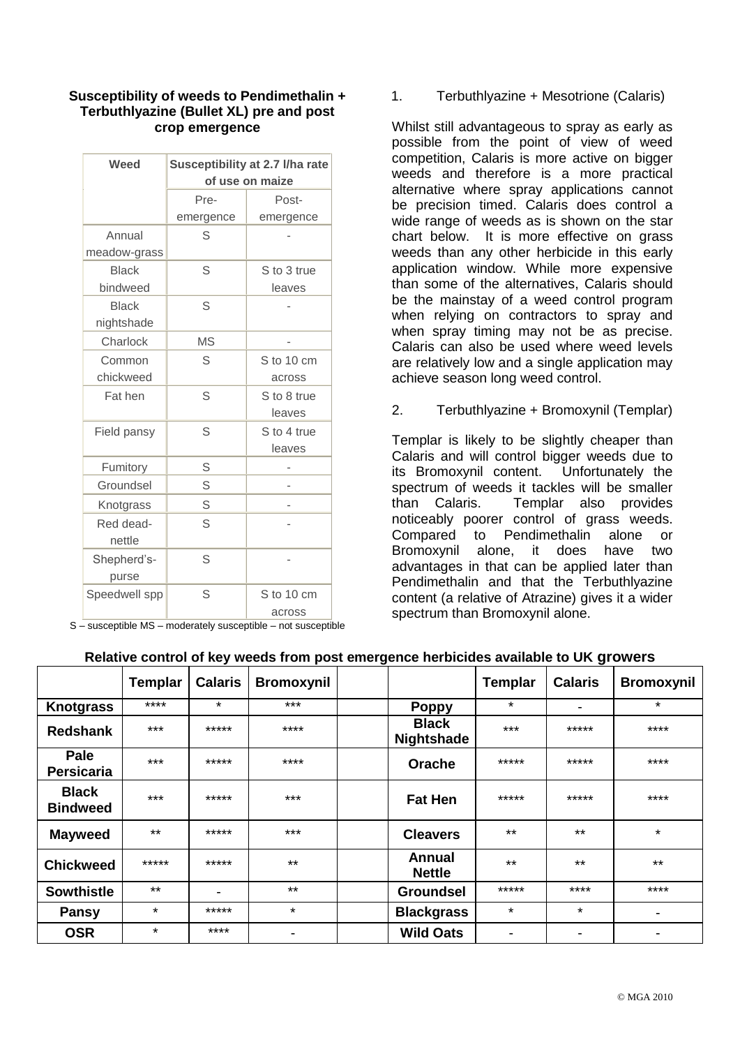### Susceptibility of weeds to Pendimethalin + Terbuthlyazine (Bullet XL) pre and post crop emergence

| Weed | Susceptibility at 2.7 l/ha rate of use on maize | |
|---|---|---|
| | Pre-emergence | Post-emergence |
| Annual meadow-grass | S | - |
| Black bindweed | S | S to 3 true leaves |
| Black nightshade | S | - |
| Charlock | MS | - |
| Common chickweed | S | S to 10 cm across |
| Fat hen | S | S to 8 true leaves |
| Field pansy | S | S to 4 true leaves |
| Fumitory | S | - |
| Groundsel | S | - |
| Knotgrass | S | - |
| Red dead-nettle | S | - |
| Shepherd's-purse | S | - |
| Speedwell spp | S | S to 10 cm across |

S – susceptible MS – moderately susceptible – not susceptible

1. Terbuthlyazine + Mesotrione (Calaris)

Whilst still advantageous to spray as early as possible from the point of view of weed competition, Calaris is more active on bigger weeds and therefore is a more practical alternative where spray applications cannot be precision timed. Calaris does control a wide range of weeds as is shown on the star chart below. It is more effective on grass weeds than any other herbicide in this early application window. While more expensive than some of the alternatives, Calaris should be the mainstay of a weed control program when relying on contractors to spray and when spray timing may not be as precise. Calaris can also be used where weed levels are relatively low and a single application may achieve season long weed control.

2. Terbuthlyazine + Bromoxynil (Templar)

Templar is likely to be slightly cheaper than Calaris and will control bigger weeds due to its Bromoxynil content. Unfortunately the spectrum of weeds it tackles will be smaller than Calaris. Templar also provides noticeably poorer control of grass weeds. Compared to Pendimethalin alone or Bromoxynil alone, it does have two advantages in that can be applied later than Pendimethalin and that the Terbuthlyazine content (a relative of Atrazine) gives it a wider spectrum than Bromoxynil alone.

### Relative control of key weeds from post emergence herbicides available to UK growers

| | Templar | Calaris | Bromoxynil | | | Templar | Calaris | Bromoxynil |
|---|---|---|---|---|---|---|---|---|
| **Knotgrass** | **** | * | *** | | **Poppy** | * | - | * |
| **Redshank** | *** | ***** | **** | | **Black Nightshade** | *** | ***** | **** |
| **Pale Persicaria** | *** | ***** | **** | | **Orache** | ***** | ***** | **** |
| **Black Bindweed** | *** | ***** | *** | | **Fat Hen** | ***** | ***** | **** |
| **Mayweed** | ** | ***** | *** | | **Cleavers** | ** | ** | * |
| **Chickweed** | ***** | ***** | ** | | **Annual Nettle** | ** | ** | ** |
| **Sowthistle** | ** | - | ** | | **Groundsel** | ***** | **** | **** |
| **Pansy** | * | ***** | * | | **Blackgrass** | * | * | - |
| **OSR** | * | **** | - | | **Wild Oats** | - | - | - |

© MGA 2010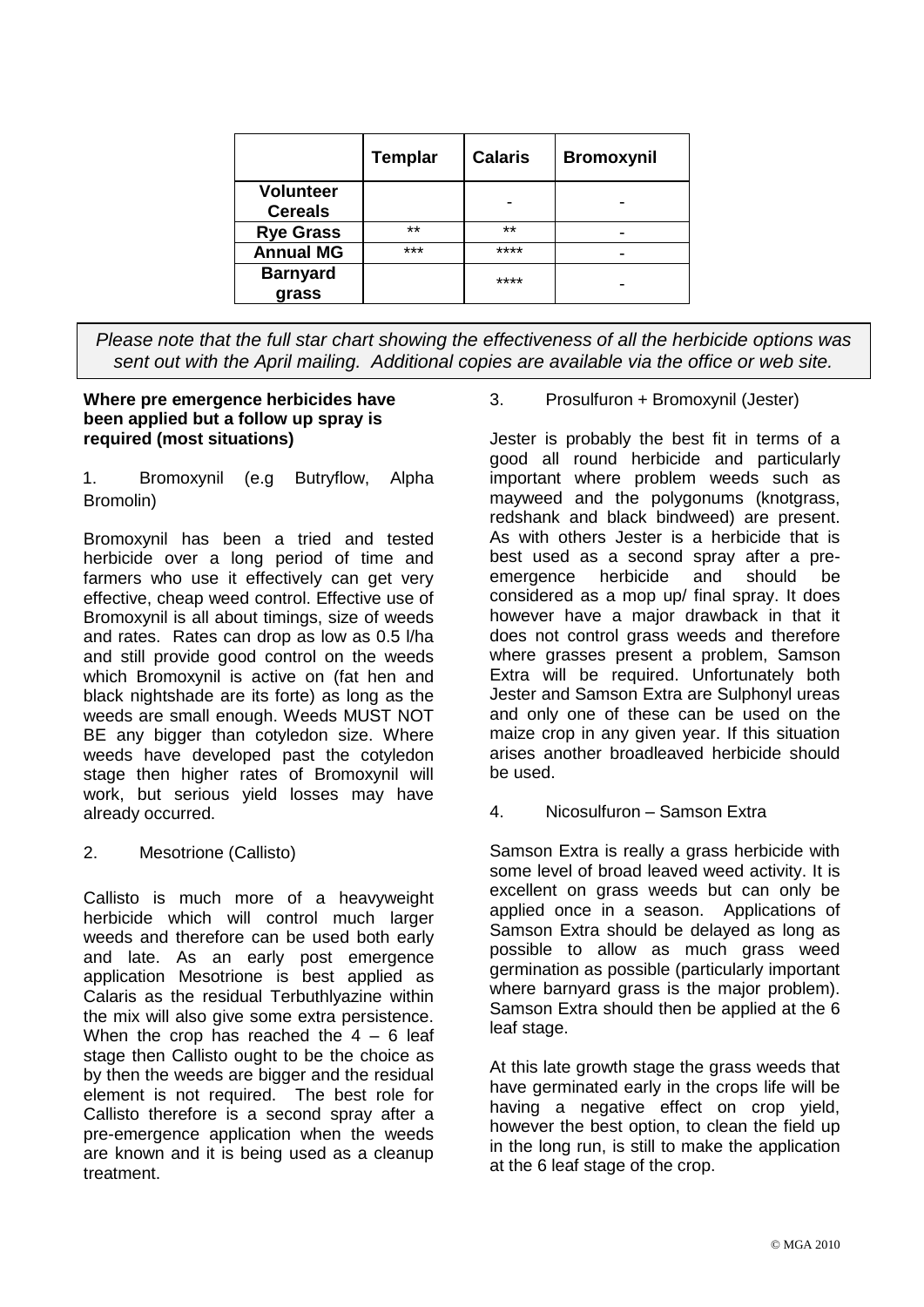|  | Templar | Calaris | Bromoxynil |
|---|---|---|---|
| Volunteer Cereals |  | - | - |
| Rye Grass | ** | ** | - |
| Annual MG | *** | **** | - |
| Barnyard grass |  | **** | - |

*Please note that the full star chart showing the effectiveness of all the herbicide options was sent out with the April mailing. Additional copies are available via the office or web site.*

**Where pre emergence herbicides have been applied but a follow up spray is required (most situations)**

1. Bromoxynil (e.g Butryflow, Alpha Bromolin)

Bromoxynil has been a tried and tested herbicide over a long period of time and farmers who use it effectively can get very effective, cheap weed control. Effective use of Bromoxynil is all about timings, size of weeds and rates. Rates can drop as low as 0.5 l/ha and still provide good control on the weeds which Bromoxynil is active on (fat hen and black nightshade are its forte) as long as the weeds are small enough. Weeds MUST NOT BE any bigger than cotyledon size. Where weeds have developed past the cotyledon stage then higher rates of Bromoxynil will work, but serious yield losses may have already occurred.

2. Mesotrione (Callisto)

Callisto is much more of a heavyweight herbicide which will control much larger weeds and therefore can be used both early and late. As an early post emergence application Mesotrione is best applied as Calaris as the residual Terbuthlyazine within the mix will also give some extra persistence. When the crop has reached the 4 – 6 leaf stage then Callisto ought to be the choice as by then the weeds are bigger and the residual element is not required. The best role for Callisto therefore is a second spray after a pre-emergence application when the weeds are known and it is being used as a cleanup treatment.

3. Prosulfuron + Bromoxynil (Jester)

Jester is probably the best fit in terms of a good all round herbicide and particularly important where problem weeds such as mayweed and the polygonums (knotgrass, redshank and black bindweed) are present. As with others Jester is a herbicide that is best used as a second spray after a pre-emergence herbicide and should be considered as a mop up/ final spray. It does however have a major drawback in that it does not control grass weeds and therefore where grasses present a problem, Samson Extra will be required. Unfortunately both Jester and Samson Extra are Sulphonyl ureas and only one of these can be used on the maize crop in any given year. If this situation arises another broadleaved herbicide should be used.

4. Nicosulfuron – Samson Extra

Samson Extra is really a grass herbicide with some level of broad leaved weed activity. It is excellent on grass weeds but can only be applied once in a season. Applications of Samson Extra should be delayed as long as possible to allow as much grass weed germination as possible (particularly important where barnyard grass is the major problem). Samson Extra should then be applied at the 6 leaf stage.

At this late growth stage the grass weeds that have germinated early in the crops life will be having a negative effect on crop yield, however the best option, to clean the field up in the long run, is still to make the application at the 6 leaf stage of the crop.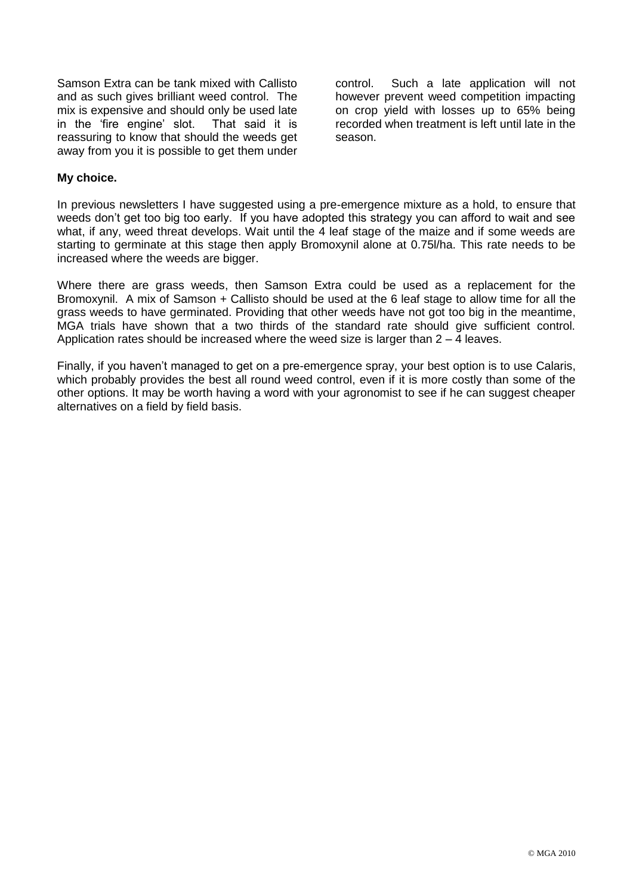Samson Extra can be tank mixed with Callisto and as such gives brilliant weed control. The mix is expensive and should only be used late in the 'fire engine' slot. That said it is reassuring to know that should the weeds get away from you it is possible to get them under control. Such a late application will not however prevent weed competition impacting on crop yield with losses up to 65% being recorded when treatment is left until late in the season.

**My choice.**

In previous newsletters I have suggested using a pre-emergence mixture as a hold, to ensure that weeds don't get too big too early. If you have adopted this strategy you can afford to wait and see what, if any, weed threat develops. Wait until the 4 leaf stage of the maize and if some weeds are starting to germinate at this stage then apply Bromoxynil alone at 0.75l/ha. This rate needs to be increased where the weeds are bigger.

Where there are grass weeds, then Samson Extra could be used as a replacement for the Bromoxynil. A mix of Samson + Callisto should be used at the 6 leaf stage to allow time for all the grass weeds to have germinated. Providing that other weeds have not got too big in the meantime, MGA trials have shown that a two thirds of the standard rate should give sufficient control. Application rates should be increased where the weed size is larger than 2 – 4 leaves.

Finally, if you haven't managed to get on a pre-emergence spray, your best option is to use Calaris, which probably provides the best all round weed control, even if it is more costly than some of the other options. It may be worth having a word with your agronomist to see if he can suggest cheaper alternatives on a field by field basis.

© MGA 2010